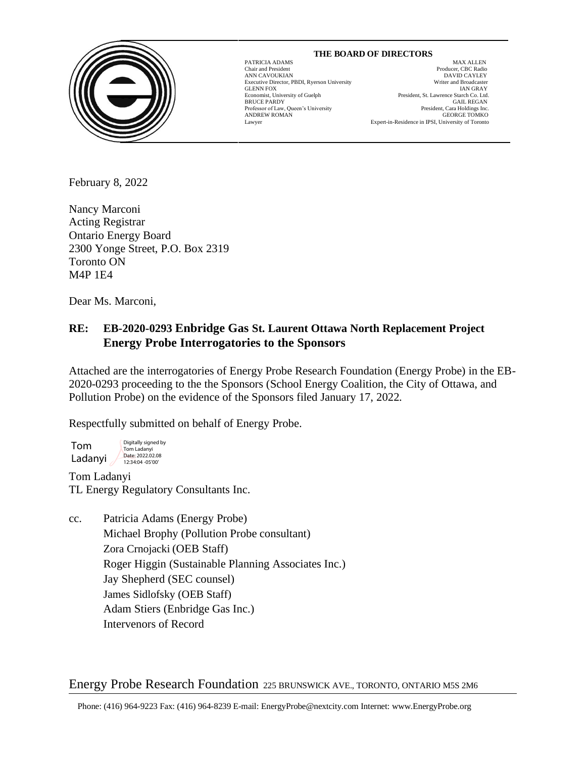**THE BOARD OF DIRECTORS**

| | |
|---|---|
| PATRICIA ADAMS<br>Chair and President | MAX ALLEN<br>Producer, CBC Radio |
| ANN CAVOUKIAN<br>Executive Director, PBDI, Ryerson University | DAVID CAYLEY<br>Writer and Broadcaster |
| GLENN FOX<br>Economist, University of Guelph | IAN GRAY<br>President, St. Lawrence Starch Co. Ltd. |
| BRUCE PARDY<br>Professor of Law, Queen's University | GAIL REGAN<br>President, Cara Holdings Inc. |
| ANDREW ROMAN<br>Lawyer | GEORGE TOMKO<br>Expert-in-Residence in IPSI, University of Toronto |

February 8, 2022

Nancy Marconi
Acting Registrar
Ontario Energy Board
2300 Yonge Street, P.O. Box 2319
Toronto ON
M4P 1E4

Dear Ms. Marconi,

**RE: EB-2020-0293 Enbridge Gas St. Laurent Ottawa North Replacement Project Energy Probe Interrogatories to the Sponsors**

Attached are the interrogatories of Energy Probe Research Foundation (Energy Probe) in the EB-2020-0293 proceeding to the the Sponsors (School Energy Coalition, the City of Ottawa, and Pollution Probe) on the evidence of the Sponsors filed January 17, 2022.

Respectfully submitted on behalf of Energy Probe.

Tom Ladanyi (Digitally signed by Tom Ladanyi Date: 2022.02.08 12:34:04 -05'00')

Tom Ladanyi
TL Energy Regulatory Consultants Inc.

cc. Patricia Adams (Energy Probe)
Michael Brophy (Pollution Probe consultant)
Zora Crnojacki (OEB Staff)
Roger Higgin (Sustainable Planning Associates Inc.)
Jay Shepherd (SEC counsel)
James Sidlofsky (OEB Staff)
Adam Stiers (Enbridge Gas Inc.)
Intervenors of Record

Energy Probe Research Foundation 225 BRUNSWICK AVE., TORONTO, ONTARIO M5S 2M6

Phone: (416) 964-9223 Fax: (416) 964-8239 E-mail: EnergyProbe@nextcity.com Internet: www.EnergyProbe.org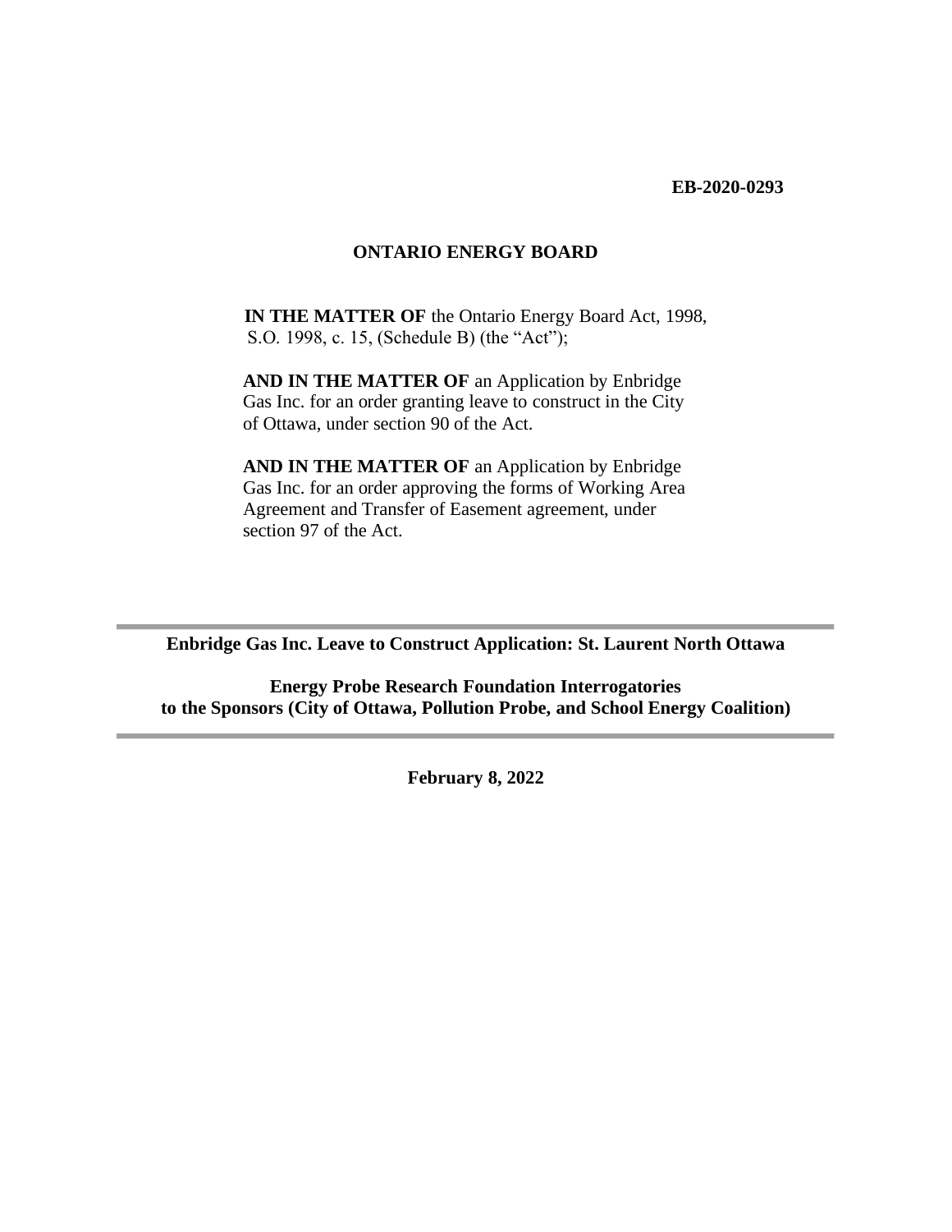**EB-2020-0293**

**ONTARIO ENERGY BOARD**

**IN THE MATTER OF** the Ontario Energy Board Act, 1998, S.O. 1998, c. 15, (Schedule B) (the "Act");

**AND IN THE MATTER OF** an Application by Enbridge Gas Inc. for an order granting leave to construct in the City of Ottawa, under section 90 of the Act.

**AND IN THE MATTER OF** an Application by Enbridge Gas Inc. for an order approving the forms of Working Area Agreement and Transfer of Easement agreement, under section 97 of the Act.

---

**Enbridge Gas Inc. Leave to Construct Application: St. Laurent North Ottawa**

**Energy Probe Research Foundation Interrogatories to the Sponsors (City of Ottawa, Pollution Probe, and School Energy Coalition)**

---

**February 8, 2022**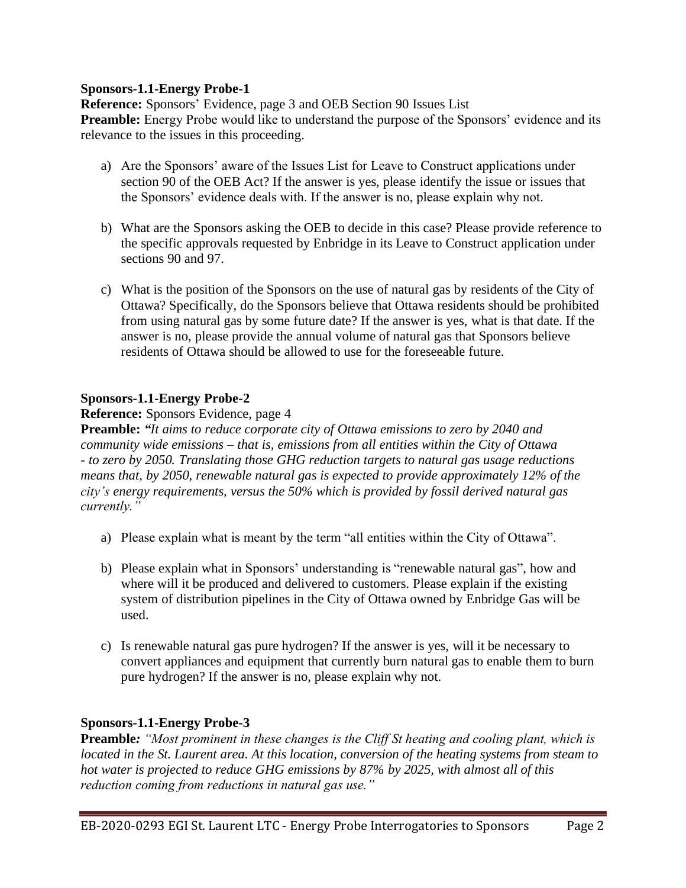**Sponsors-1.1-Energy Probe-1**

**Reference:** Sponsors' Evidence, page 3 and OEB Section 90 Issues List

**Preamble:** Energy Probe would like to understand the purpose of the Sponsors' evidence and its relevance to the issues in this proceeding.

a) Are the Sponsors' aware of the Issues List for Leave to Construct applications under section 90 of the OEB Act? If the answer is yes, please identify the issue or issues that the Sponsors' evidence deals with. If the answer is no, please explain why not.

b) What are the Sponsors asking the OEB to decide in this case? Please provide reference to the specific approvals requested by Enbridge in its Leave to Construct application under sections 90 and 97.

c) What is the position of the Sponsors on the use of natural gas by residents of the City of Ottawa? Specifically, do the Sponsors believe that Ottawa residents should be prohibited from using natural gas by some future date? If the answer is yes, what is that date. If the answer is no, please provide the annual volume of natural gas that Sponsors believe residents of Ottawa should be allowed to use for the foreseeable future.

**Sponsors-1.1-Energy Probe-2**

**Reference:** Sponsors Evidence, page 4

**Preamble:** *"It aims to reduce corporate city of Ottawa emissions to zero by 2040 and community wide emissions – that is, emissions from all entities within the City of Ottawa - to zero by 2050. Translating those GHG reduction targets to natural gas usage reductions means that, by 2050, renewable natural gas is expected to provide approximately 12% of the city's energy requirements, versus the 50% which is provided by fossil derived natural gas currently."*

a) Please explain what is meant by the term "all entities within the City of Ottawa".

b) Please explain what in Sponsors' understanding is "renewable natural gas", how and where will it be produced and delivered to customers. Please explain if the existing system of distribution pipelines in the City of Ottawa owned by Enbridge Gas will be used.

c) Is renewable natural gas pure hydrogen? If the answer is yes, will it be necessary to convert appliances and equipment that currently burn natural gas to enable them to burn pure hydrogen? If the answer is no, please explain why not.

**Sponsors-1.1-Energy Probe-3**

**Preamble***: "Most prominent in these changes is the Cliff St heating and cooling plant, which is located in the St. Laurent area. At this location, conversion of the heating systems from steam to hot water is projected to reduce GHG emissions by 87% by 2025, with almost all of this reduction coming from reductions in natural gas use."*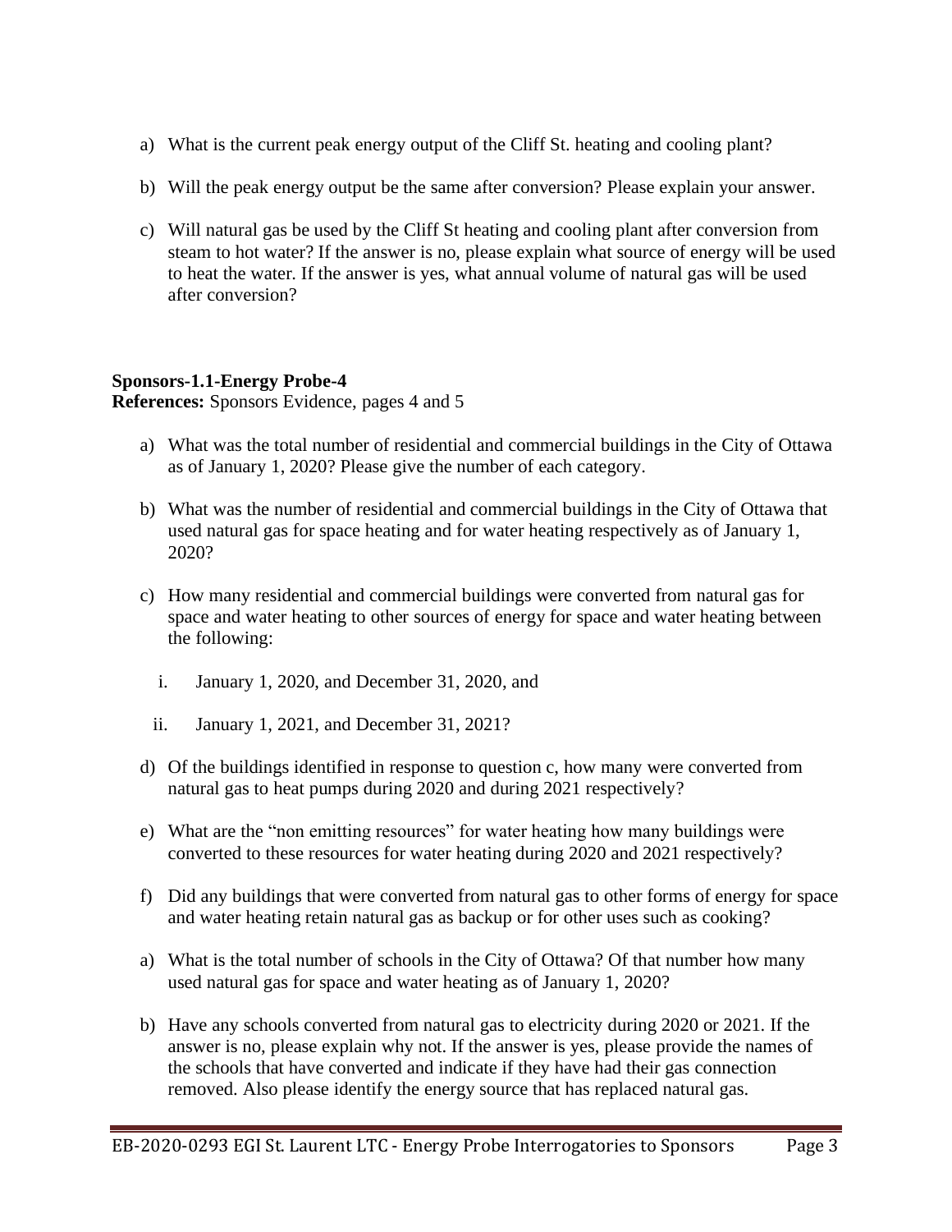a) What is the current peak energy output of the Cliff St. heating and cooling plant?

b) Will the peak energy output be the same after conversion? Please explain your answer.

c) Will natural gas be used by the Cliff St heating and cooling plant after conversion from steam to hot water? If the answer is no, please explain what source of energy will be used to heat the water. If the answer is yes, what annual volume of natural gas will be used after conversion?

**Sponsors-1.1-Energy Probe-4**
**References:** Sponsors Evidence, pages 4 and 5

a) What was the total number of residential and commercial buildings in the City of Ottawa as of January 1, 2020? Please give the number of each category.

b) What was the number of residential and commercial buildings in the City of Ottawa that used natural gas for space heating and for water heating respectively as of January 1, 2020?

c) How many residential and commercial buildings were converted from natural gas for space and water heating to other sources of energy for space and water heating between the following:

   i. January 1, 2020, and December 31, 2020, and

   ii. January 1, 2021, and December 31, 2021?

d) Of the buildings identified in response to question c, how many were converted from natural gas to heat pumps during 2020 and during 2021 respectively?

e) What are the "non emitting resources" for water heating how many buildings were converted to these resources for water heating during 2020 and 2021 respectively?

f) Did any buildings that were converted from natural gas to other forms of energy for space and water heating retain natural gas as backup or for other uses such as cooking?

a) What is the total number of schools in the City of Ottawa? Of that number how many used natural gas for space and water heating as of January 1, 2020?

b) Have any schools converted from natural gas to electricity during 2020 or 2021. If the answer is no, please explain why not. If the answer is yes, please provide the names of the schools that have converted and indicate if they have had their gas connection removed. Also please identify the energy source that has replaced natural gas.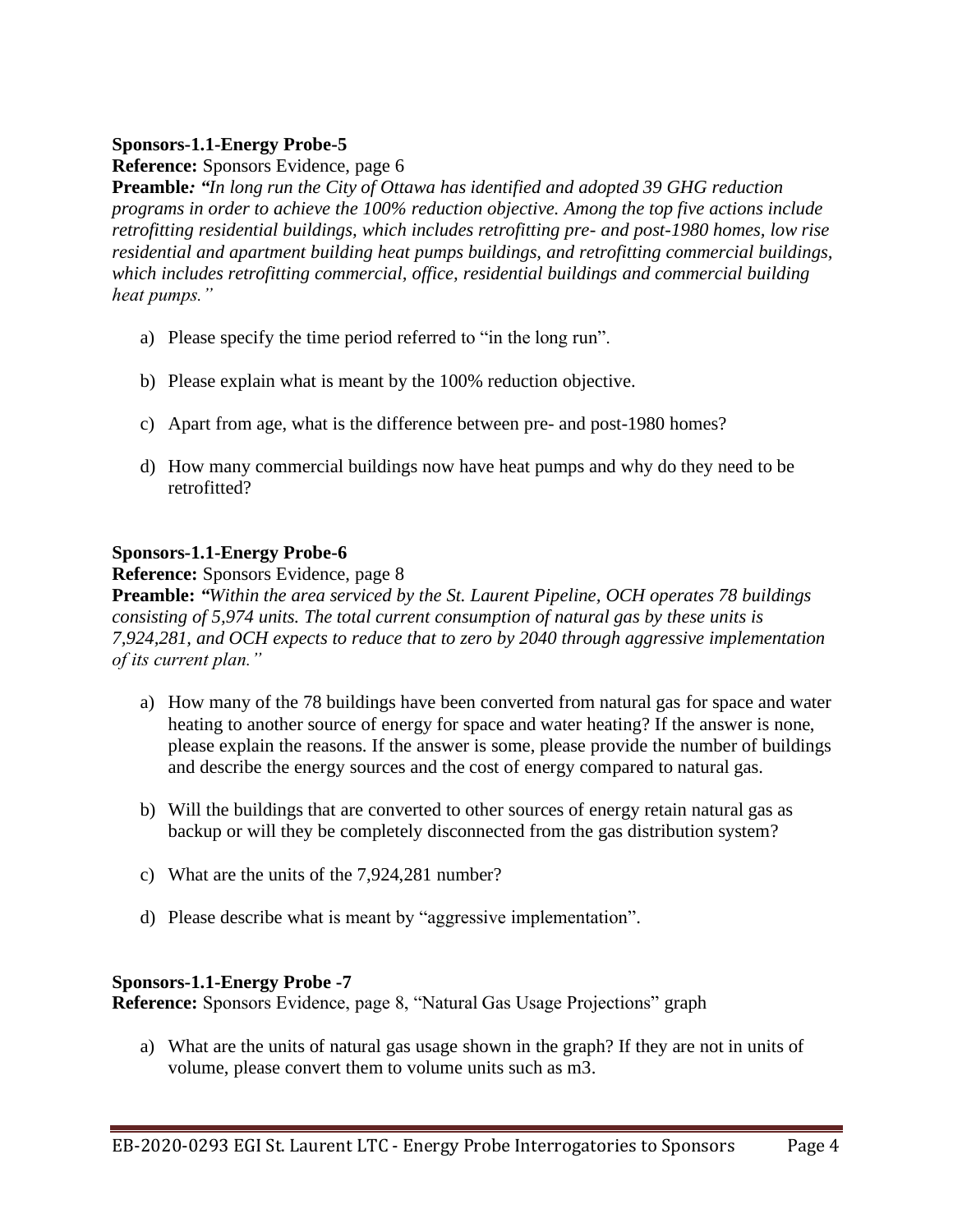**Sponsors-1.1-Energy Probe-5**

**Reference:** Sponsors Evidence, page 6

**Preamble***: "In long run the City of Ottawa has identified and adopted 39 GHG reduction programs in order to achieve the 100% reduction objective. Among the top five actions include retrofitting residential buildings, which includes retrofitting pre- and post-1980 homes, low rise residential and apartment building heat pumps buildings, and retrofitting commercial buildings, which includes retrofitting commercial, office, residential buildings and commercial building heat pumps."*

a) Please specify the time period referred to "in the long run".

b) Please explain what is meant by the 100% reduction objective.

c) Apart from age, what is the difference between pre- and post-1980 homes?

d) How many commercial buildings now have heat pumps and why do they need to be retrofitted?

**Sponsors-1.1-Energy Probe-6**

**Reference:** Sponsors Evidence, page 8

**Preamble:** *"Within the area serviced by the St. Laurent Pipeline, OCH operates 78 buildings consisting of 5,974 units. The total current consumption of natural gas by these units is 7,924,281, and OCH expects to reduce that to zero by 2040 through aggressive implementation of its current plan."*

a) How many of the 78 buildings have been converted from natural gas for space and water heating to another source of energy for space and water heating? If the answer is none, please explain the reasons. If the answer is some, please provide the number of buildings and describe the energy sources and the cost of energy compared to natural gas.

b) Will the buildings that are converted to other sources of energy retain natural gas as backup or will they be completely disconnected from the gas distribution system?

c) What are the units of the 7,924,281 number?

d) Please describe what is meant by "aggressive implementation".

**Sponsors-1.1-Energy Probe -7**

**Reference:** Sponsors Evidence, page 8, "Natural Gas Usage Projections" graph

a) What are the units of natural gas usage shown in the graph? If they are not in units of volume, please convert them to volume units such as m3.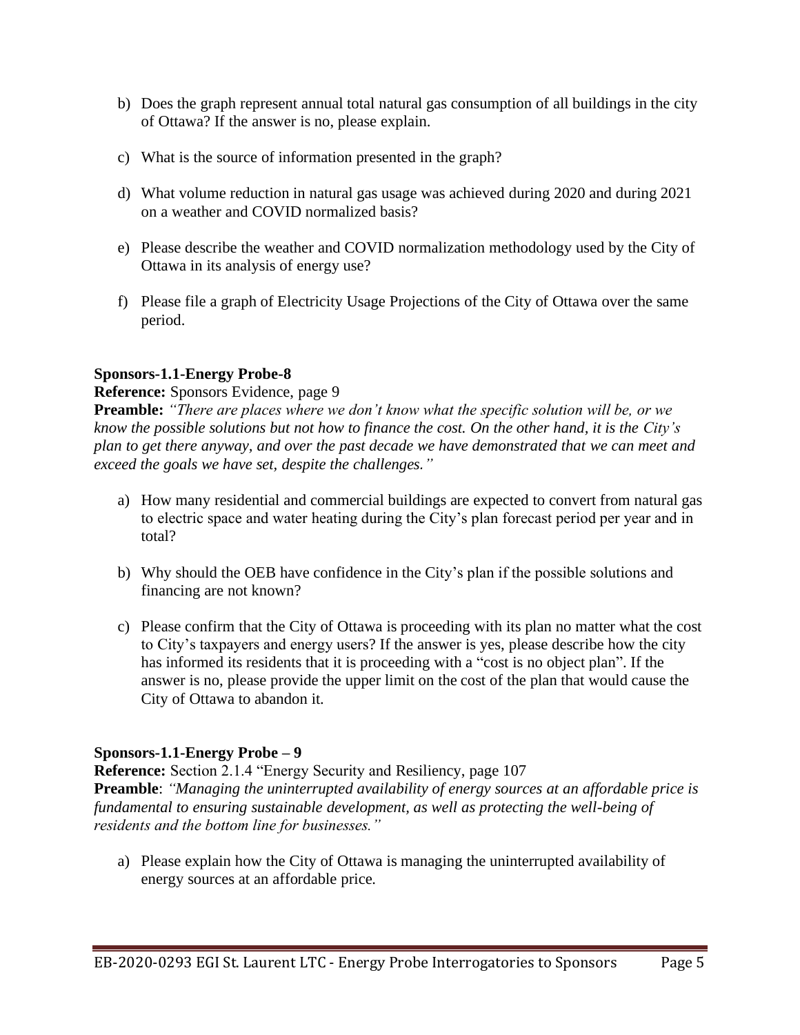b) Does the graph represent annual total natural gas consumption of all buildings in the city of Ottawa? If the answer is no, please explain.

c) What is the source of information presented in the graph?

d) What volume reduction in natural gas usage was achieved during 2020 and during 2021 on a weather and COVID normalized basis?

e) Please describe the weather and COVID normalization methodology used by the City of Ottawa in its analysis of energy use?

f) Please file a graph of Electricity Usage Projections of the City of Ottawa over the same period.

**Sponsors-1.1-Energy Probe-8**

**Reference:** Sponsors Evidence, page 9

**Preamble:** *"There are places where we don't know what the specific solution will be, or we know the possible solutions but not how to finance the cost. On the other hand, it is the City's plan to get there anyway, and over the past decade we have demonstrated that we can meet and exceed the goals we have set, despite the challenges."*

a) How many residential and commercial buildings are expected to convert from natural gas to electric space and water heating during the City's plan forecast period per year and in total?

b) Why should the OEB have confidence in the City's plan if the possible solutions and financing are not known?

c) Please confirm that the City of Ottawa is proceeding with its plan no matter what the cost to City's taxpayers and energy users? If the answer is yes, please describe how the city has informed its residents that it is proceeding with a "cost is no object plan". If the answer is no, please provide the upper limit on the cost of the plan that would cause the City of Ottawa to abandon it.

**Sponsors-1.1-Energy Probe – 9**

**Reference:** Section 2.1.4 "Energy Security and Resiliency, page 107

**Preamble**: *"Managing the uninterrupted availability of energy sources at an affordable price is fundamental to ensuring sustainable development, as well as protecting the well-being of residents and the bottom line for businesses."*

a) Please explain how the City of Ottawa is managing the uninterrupted availability of energy sources at an affordable price.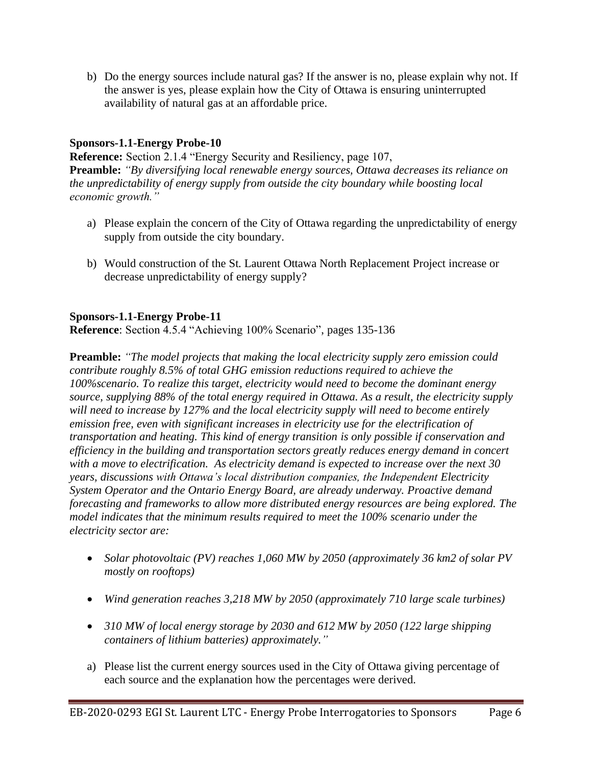b) Do the energy sources include natural gas? If the answer is no, please explain why not. If the answer is yes, please explain how the City of Ottawa is ensuring uninterrupted availability of natural gas at an affordable price.

**Sponsors-1.1-Energy Probe-10**

**Reference:** Section 2.1.4 "Energy Security and Resiliency, page 107,

**Preamble:** *"By diversifying local renewable energy sources, Ottawa decreases its reliance on the unpredictability of energy supply from outside the city boundary while boosting local economic growth."*

a) Please explain the concern of the City of Ottawa regarding the unpredictability of energy supply from outside the city boundary.

b) Would construction of the St. Laurent Ottawa North Replacement Project increase or decrease unpredictability of energy supply?

**Sponsors-1.1-Energy Probe-11**

**Reference**: Section 4.5.4 "Achieving 100% Scenario", pages 135-136

**Preamble:** *"The model projects that making the local electricity supply zero emission could contribute roughly 8.5% of total GHG emission reductions required to achieve the 100%scenario. To realize this target, electricity would need to become the dominant energy source, supplying 88% of the total energy required in Ottawa. As a result, the electricity supply will need to increase by 127% and the local electricity supply will need to become entirely emission free, even with significant increases in electricity use for the electrification of transportation and heating. This kind of energy transition is only possible if conservation and efficiency in the building and transportation sectors greatly reduces energy demand in concert with a move to electrification. As electricity demand is expected to increase over the next 30 years, discussions with Ottawa's local distribution companies, the Independent Electricity System Operator and the Ontario Energy Board, are already underway. Proactive demand forecasting and frameworks to allow more distributed energy resources are being explored. The model indicates that the minimum results required to meet the 100% scenario under the electricity sector are:*

- *Solar photovoltaic (PV) reaches 1,060 MW by 2050 (approximately 36 km2 of solar PV mostly on rooftops)*
- *Wind generation reaches 3,218 MW by 2050 (approximately 710 large scale turbines)*
- *310 MW of local energy storage by 2030 and 612 MW by 2050 (122 large shipping containers of lithium batteries) approximately."*

a) Please list the current energy sources used in the City of Ottawa giving percentage of each source and the explanation how the percentages were derived.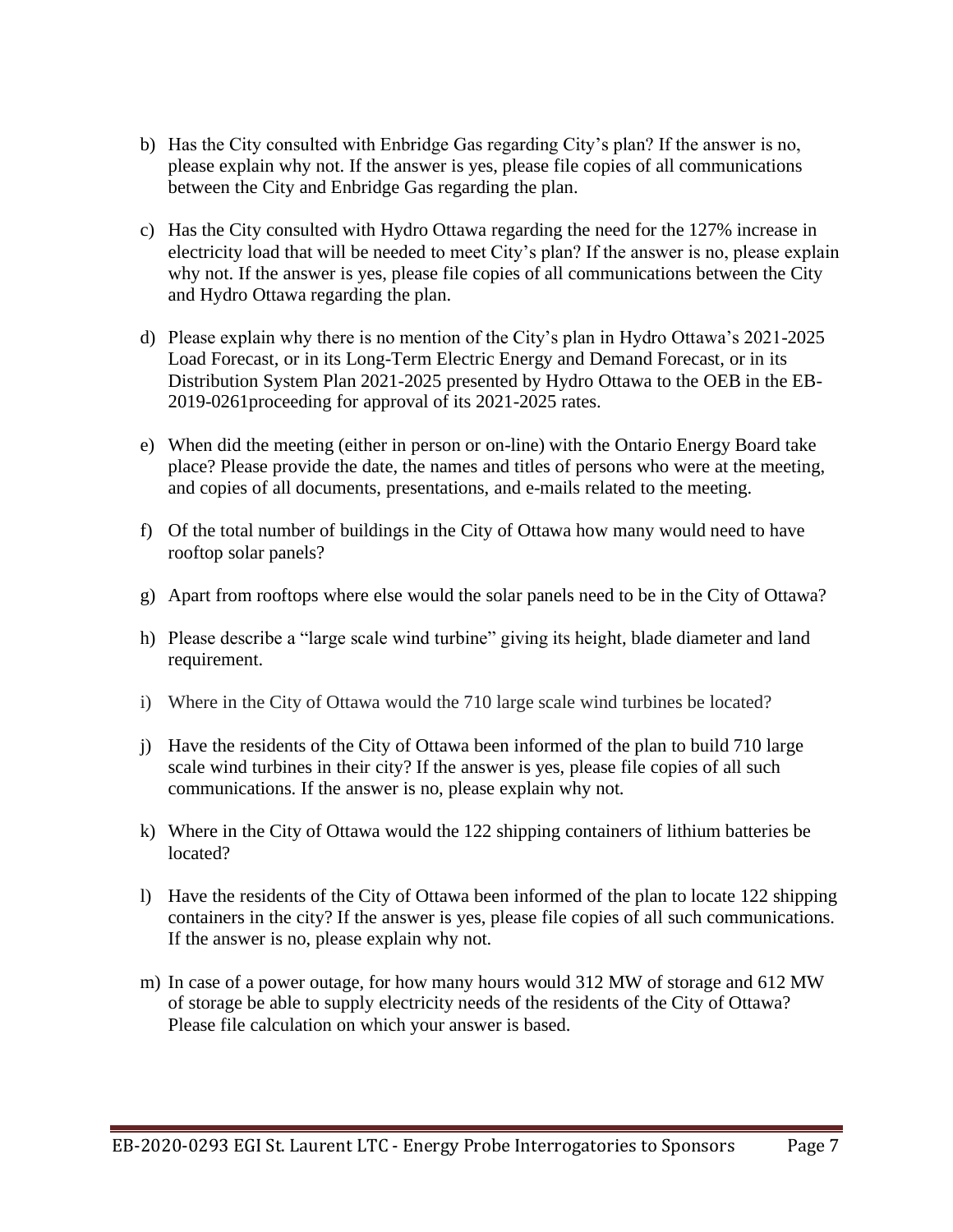b) Has the City consulted with Enbridge Gas regarding City's plan? If the answer is no, please explain why not. If the answer is yes, please file copies of all communications between the City and Enbridge Gas regarding the plan.

c) Has the City consulted with Hydro Ottawa regarding the need for the 127% increase in electricity load that will be needed to meet City's plan? If the answer is no, please explain why not. If the answer is yes, please file copies of all communications between the City and Hydro Ottawa regarding the plan.

d) Please explain why there is no mention of the City's plan in Hydro Ottawa's 2021-2025 Load Forecast, or in its Long-Term Electric Energy and Demand Forecast, or in its Distribution System Plan 2021-2025 presented by Hydro Ottawa to the OEB in the EB-2019-0261proceeding for approval of its 2021-2025 rates.

e) When did the meeting (either in person or on-line) with the Ontario Energy Board take place? Please provide the date, the names and titles of persons who were at the meeting, and copies of all documents, presentations, and e-mails related to the meeting.

f) Of the total number of buildings in the City of Ottawa how many would need to have rooftop solar panels?

g) Apart from rooftops where else would the solar panels need to be in the City of Ottawa?

h) Please describe a "large scale wind turbine" giving its height, blade diameter and land requirement.

i) Where in the City of Ottawa would the 710 large scale wind turbines be located?

j) Have the residents of the City of Ottawa been informed of the plan to build 710 large scale wind turbines in their city? If the answer is yes, please file copies of all such communications. If the answer is no, please explain why not.

k) Where in the City of Ottawa would the 122 shipping containers of lithium batteries be located?

l) Have the residents of the City of Ottawa been informed of the plan to locate 122 shipping containers in the city? If the answer is yes, please file copies of all such communications. If the answer is no, please explain why not.

m) In case of a power outage, for how many hours would 312 MW of storage and 612 MW of storage be able to supply electricity needs of the residents of the City of Ottawa? Please file calculation on which your answer is based.